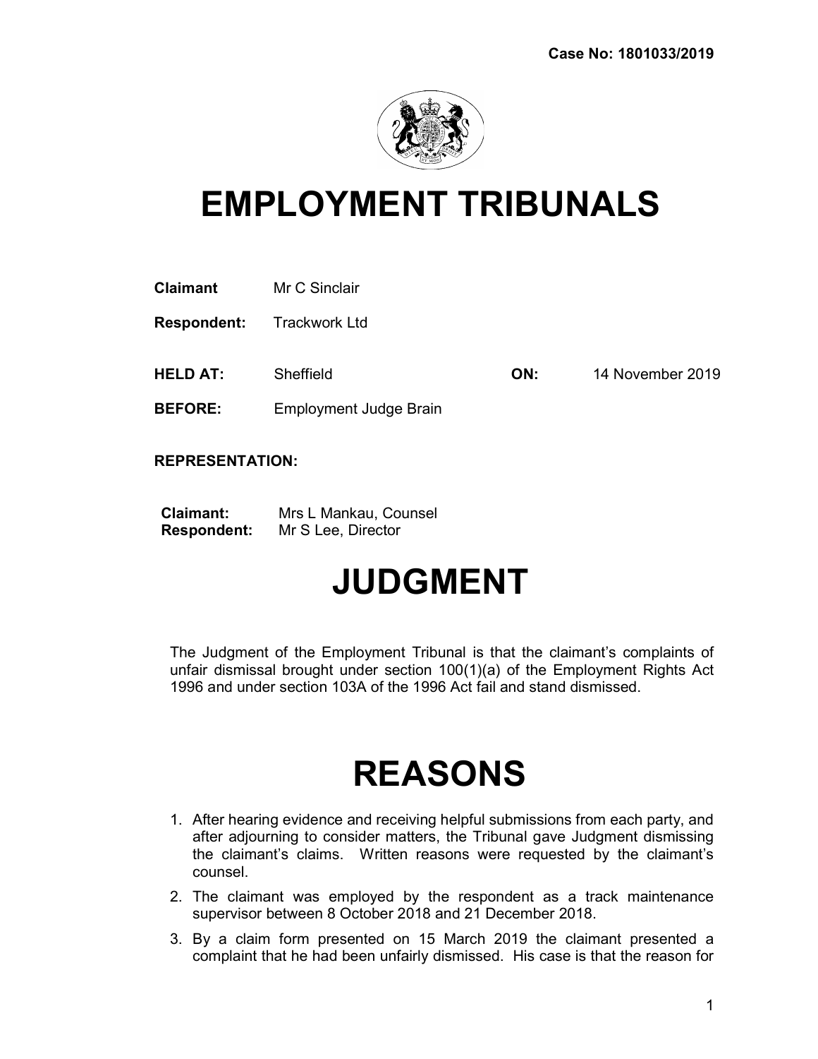Case No: 1801033/2019

# EMPLOYMENT TRIBUNALS

**Claimant** Mr C Sinclair

**Respondent:** Trackwork Ltd

**HELD AT:** Sheffield **ON:** 14 November 2019

**BEFORE:** Employment Judge Brain

**REPRESENTATION:**

**Claimant:** Mrs L Mankau, Counsel
**Respondent:** Mr S Lee, Director

# JUDGMENT

The Judgment of the Employment Tribunal is that the claimant's complaints of unfair dismissal brought under section 100(1)(a) of the Employment Rights Act 1996 and under section 103A of the 1996 Act fail and stand dismissed.

# REASONS

1. After hearing evidence and receiving helpful submissions from each party, and after adjourning to consider matters, the Tribunal gave Judgment dismissing the claimant's claims. Written reasons were requested by the claimant's counsel.
2. The claimant was employed by the respondent as a track maintenance supervisor between 8 October 2018 and 21 December 2018.
3. By a claim form presented on 15 March 2019 the claimant presented a complaint that he had been unfairly dismissed. His case is that the reason for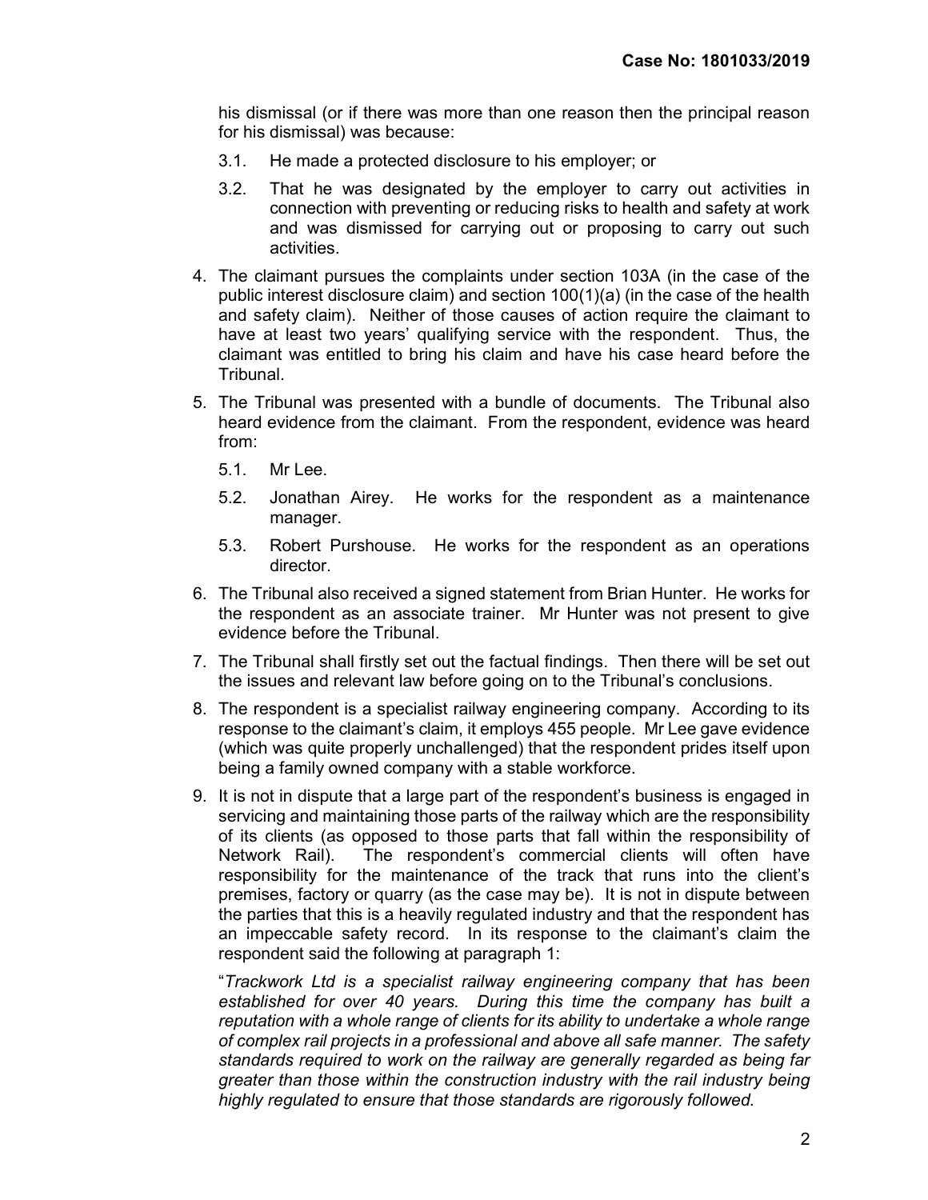his dismissal (or if there was more than one reason then the principal reason for his dismissal) was because:

3.1. He made a protected disclosure to his employer; or

3.2. That he was designated by the employer to carry out activities in connection with preventing or reducing risks to health and safety at work and was dismissed for carrying out or proposing to carry out such activities.

4. The claimant pursues the complaints under section 103A (in the case of the public interest disclosure claim) and section 100(1)(a) (in the case of the health and safety claim). Neither of those causes of action require the claimant to have at least two years' qualifying service with the respondent. Thus, the claimant was entitled to bring his claim and have his case heard before the Tribunal.

5. The Tribunal was presented with a bundle of documents. The Tribunal also heard evidence from the claimant. From the respondent, evidence was heard from:

   5.1. Mr Lee.

   5.2. Jonathan Airey. He works for the respondent as a maintenance manager.

   5.3. Robert Purshouse. He works for the respondent as an operations director.

6. The Tribunal also received a signed statement from Brian Hunter. He works for the respondent as an associate trainer. Mr Hunter was not present to give evidence before the Tribunal.

7. The Tribunal shall firstly set out the factual findings. Then there will be set out the issues and relevant law before going on to the Tribunal's conclusions.

8. The respondent is a specialist railway engineering company. According to its response to the claimant's claim, it employs 455 people. Mr Lee gave evidence (which was quite properly unchallenged) that the respondent prides itself upon being a family owned company with a stable workforce.

9. It is not in dispute that a large part of the respondent's business is engaged in servicing and maintaining those parts of the railway which are the responsibility of its clients (as opposed to those parts that fall within the responsibility of Network Rail). The respondent's commercial clients will often have responsibility for the maintenance of the track that runs into the client's premises, factory or quarry (as the case may be). It is not in dispute between the parties that this is a heavily regulated industry and that the respondent has an impeccable safety record. In its response to the claimant's claim the respondent said the following at paragraph 1:

   "*Trackwork Ltd is a specialist railway engineering company that has been established for over 40 years. During this time the company has built a reputation with a whole range of clients for its ability to undertake a whole range of complex rail projects in a professional and above all safe manner. The safety standards required to work on the railway are generally regarded as being far greater than those within the construction industry with the rail industry being highly regulated to ensure that those standards are rigorously followed.*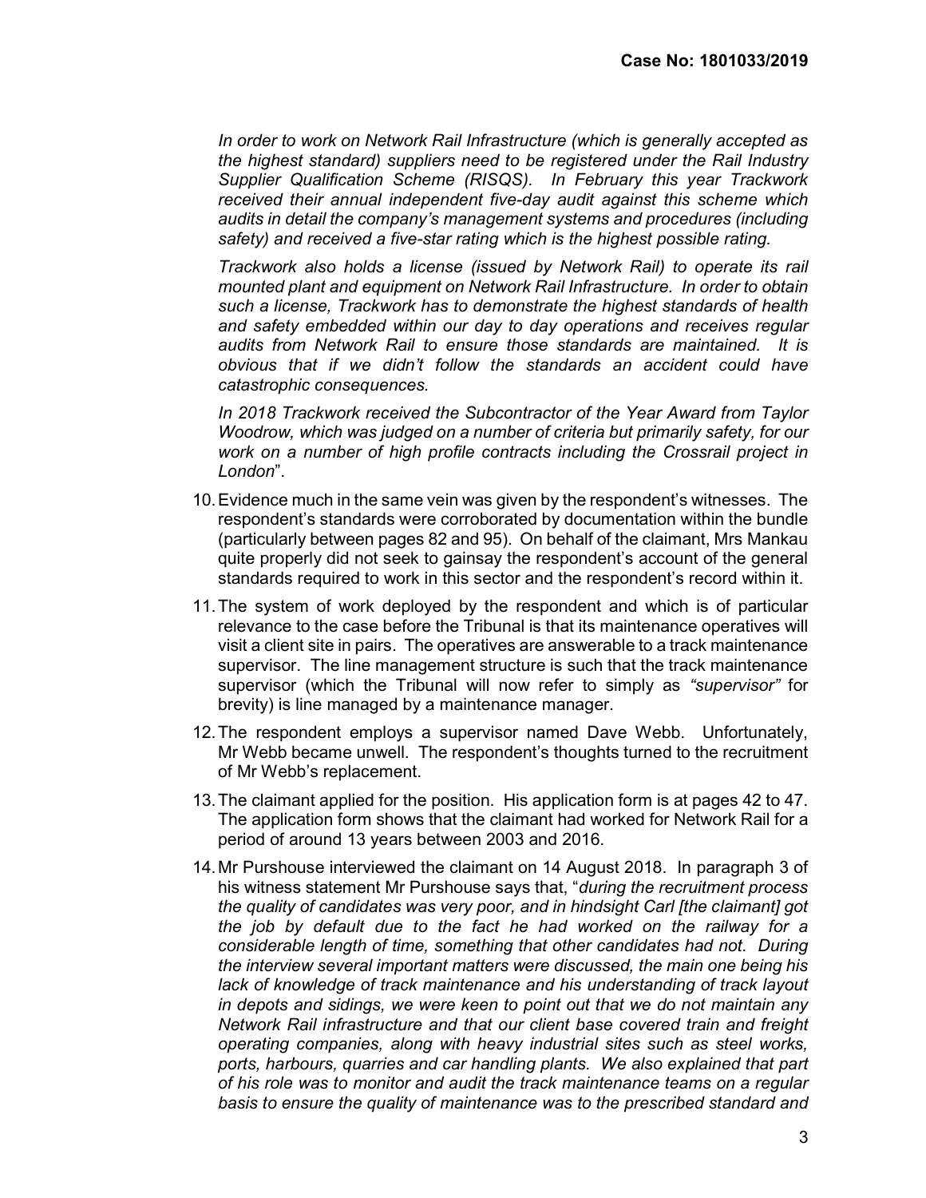*In order to work on Network Rail Infrastructure (which is generally accepted as the highest standard) suppliers need to be registered under the Rail Industry Supplier Qualification Scheme (RISQS). In February this year Trackwork received their annual independent five-day audit against this scheme which audits in detail the company's management systems and procedures (including safety) and received a five-star rating which is the highest possible rating.*

*Trackwork also holds a license (issued by Network Rail) to operate its rail mounted plant and equipment on Network Rail Infrastructure. In order to obtain such a license, Trackwork has to demonstrate the highest standards of health and safety embedded within our day to day operations and receives regular audits from Network Rail to ensure those standards are maintained. It is obvious that if we didn't follow the standards an accident could have catastrophic consequences.*

*In 2018 Trackwork received the Subcontractor of the Year Award from Taylor Woodrow, which was judged on a number of criteria but primarily safety, for our work on a number of high profile contracts including the Crossrail project in London*".

10. Evidence much in the same vein was given by the respondent's witnesses. The respondent's standards were corroborated by documentation within the bundle (particularly between pages 82 and 95). On behalf of the claimant, Mrs Mankau quite properly did not seek to gainsay the respondent's account of the general standards required to work in this sector and the respondent's record within it.

11. The system of work deployed by the respondent and which is of particular relevance to the case before the Tribunal is that its maintenance operatives will visit a client site in pairs. The operatives are answerable to a track maintenance supervisor. The line management structure is such that the track maintenance supervisor (which the Tribunal will now refer to simply as *"supervisor"* for brevity) is line managed by a maintenance manager.

12. The respondent employs a supervisor named Dave Webb. Unfortunately, Mr Webb became unwell. The respondent's thoughts turned to the recruitment of Mr Webb's replacement.

13. The claimant applied for the position. His application form is at pages 42 to 47. The application form shows that the claimant had worked for Network Rail for a period of around 13 years between 2003 and 2016.

14. Mr Purshouse interviewed the claimant on 14 August 2018. In paragraph 3 of his witness statement Mr Purshouse says that, "*during the recruitment process the quality of candidates was very poor, and in hindsight Carl [the claimant] got the job by default due to the fact he had worked on the railway for a considerable length of time, something that other candidates had not. During the interview several important matters were discussed, the main one being his lack of knowledge of track maintenance and his understanding of track layout in depots and sidings, we were keen to point out that we do not maintain any Network Rail infrastructure and that our client base covered train and freight operating companies, along with heavy industrial sites such as steel works, ports, harbours, quarries and car handling plants. We also explained that part of his role was to monitor and audit the track maintenance teams on a regular basis to ensure the quality of maintenance was to the prescribed standard and*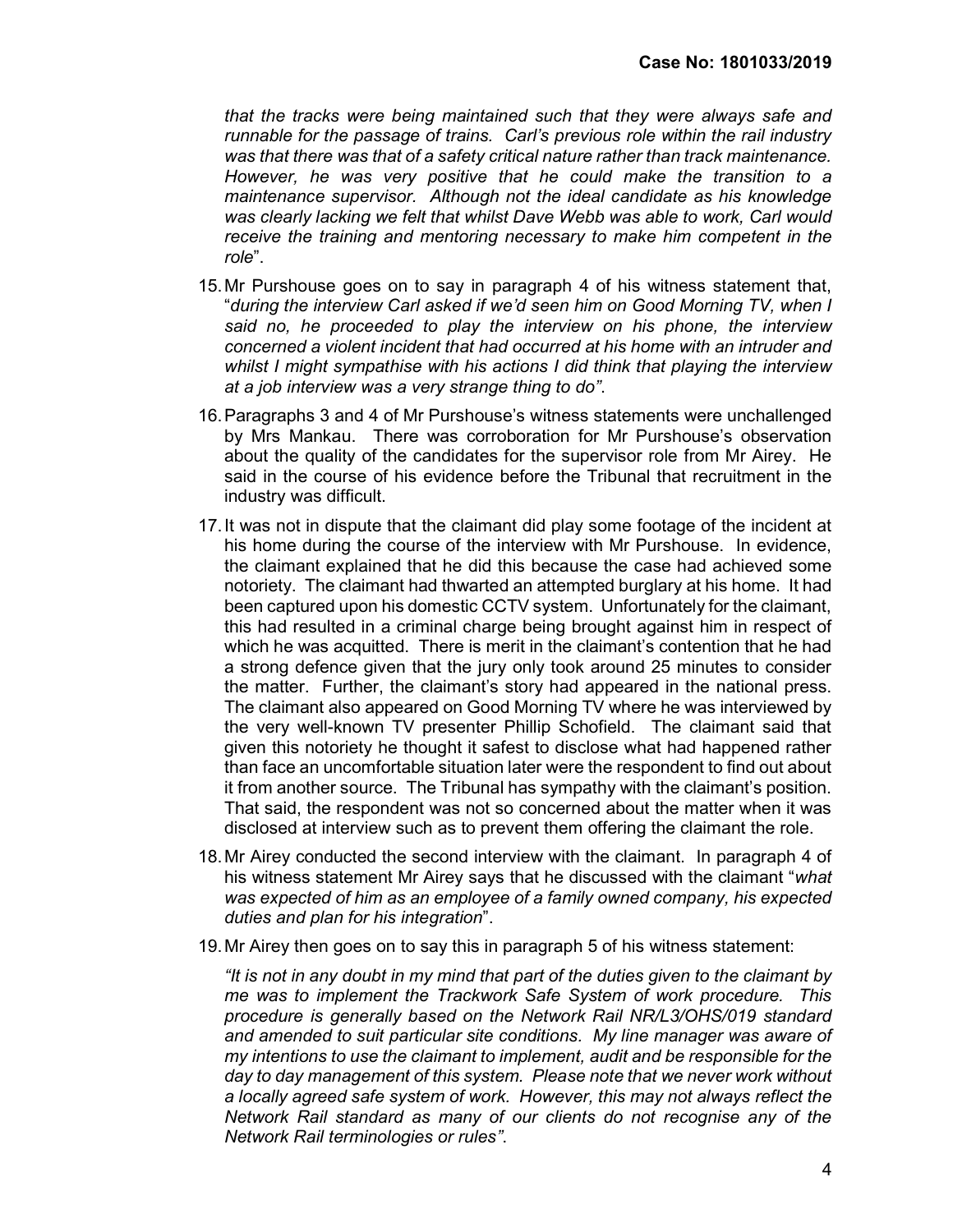*that the tracks were being maintained such that they were always safe and runnable for the passage of trains. Carl's previous role within the rail industry was that there was that of a safety critical nature rather than track maintenance. However, he was very positive that he could make the transition to a maintenance supervisor. Although not the ideal candidate as his knowledge was clearly lacking we felt that whilst Dave Webb was able to work, Carl would receive the training and mentoring necessary to make him competent in the role*".

15. Mr Purshouse goes on to say in paragraph 4 of his witness statement that, "*during the interview Carl asked if we'd seen him on Good Morning TV, when I said no, he proceeded to play the interview on his phone, the interview concerned a violent incident that had occurred at his home with an intruder and whilst I might sympathise with his actions I did think that playing the interview at a job interview was a very strange thing to do"*.

16. Paragraphs 3 and 4 of Mr Purshouse's witness statements were unchallenged by Mrs Mankau. There was corroboration for Mr Purshouse's observation about the quality of the candidates for the supervisor role from Mr Airey. He said in the course of his evidence before the Tribunal that recruitment in the industry was difficult.

17. It was not in dispute that the claimant did play some footage of the incident at his home during the course of the interview with Mr Purshouse. In evidence, the claimant explained that he did this because the case had achieved some notoriety. The claimant had thwarted an attempted burglary at his home. It had been captured upon his domestic CCTV system. Unfortunately for the claimant, this had resulted in a criminal charge being brought against him in respect of which he was acquitted. There is merit in the claimant's contention that he had a strong defence given that the jury only took around 25 minutes to consider the matter. Further, the claimant's story had appeared in the national press. The claimant also appeared on Good Morning TV where he was interviewed by the very well-known TV presenter Phillip Schofield. The claimant said that given this notoriety he thought it safest to disclose what had happened rather than face an uncomfortable situation later were the respondent to find out about it from another source. The Tribunal has sympathy with the claimant's position. That said, the respondent was not so concerned about the matter when it was disclosed at interview such as to prevent them offering the claimant the role.

18. Mr Airey conducted the second interview with the claimant. In paragraph 4 of his witness statement Mr Airey says that he discussed with the claimant "*what was expected of him as an employee of a family owned company, his expected duties and plan for his integration*".

19. Mr Airey then goes on to say this in paragraph 5 of his witness statement:

    *"It is not in any doubt in my mind that part of the duties given to the claimant by me was to implement the Trackwork Safe System of work procedure. This procedure is generally based on the Network Rail NR/L3/OHS/019 standard and amended to suit particular site conditions. My line manager was aware of my intentions to use the claimant to implement, audit and be responsible for the day to day management of this system. Please note that we never work without a locally agreed safe system of work. However, this may not always reflect the Network Rail standard as many of our clients do not recognise any of the Network Rail terminologies or rules".*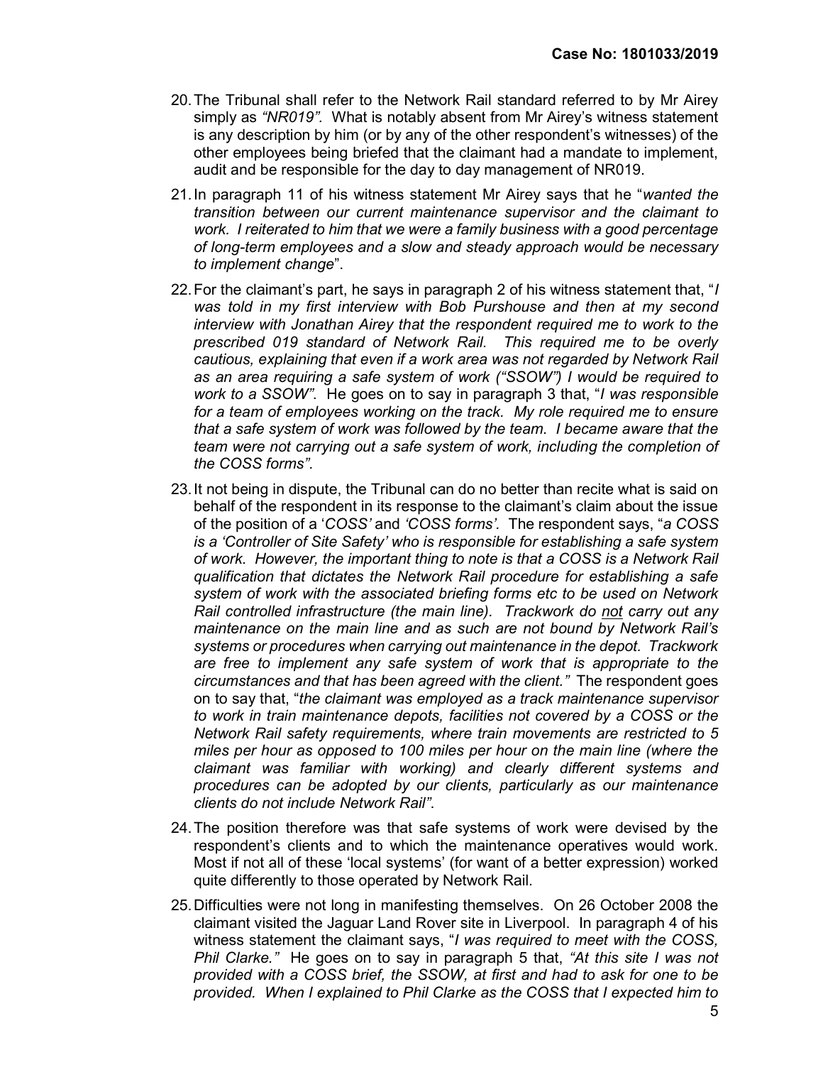20. The Tribunal shall refer to the Network Rail standard referred to by Mr Airey simply as *"NR019"*. What is notably absent from Mr Airey's witness statement is any description by him (or by any of the other respondent's witnesses) of the other employees being briefed that the claimant had a mandate to implement, audit and be responsible for the day to day management of NR019.

21. In paragraph 11 of his witness statement Mr Airey says that he "*wanted the transition between our current maintenance supervisor and the claimant to work. I reiterated to him that we were a family business with a good percentage of long-term employees and a slow and steady approach would be necessary to implement change*".

22. For the claimant's part, he says in paragraph 2 of his witness statement that, "*I was told in my first interview with Bob Purshouse and then at my second interview with Jonathan Airey that the respondent required me to work to the prescribed 019 standard of Network Rail. This required me to be overly cautious, explaining that even if a work area was not regarded by Network Rail as an area requiring a safe system of work ("SSOW") I would be required to work to a SSOW"*. He goes on to say in paragraph 3 that, "*I was responsible for a team of employees working on the track. My role required me to ensure that a safe system of work was followed by the team. I became aware that the team were not carrying out a safe system of work, including the completion of the COSS forms"*.

23. It not being in dispute, the Tribunal can do no better than recite what is said on behalf of the respondent in its response to the claimant's claim about the issue of the position of a '*COSS'* and *'COSS forms'.* The respondent says, "*a COSS is a 'Controller of Site Safety' who is responsible for establishing a safe system of work. However, the important thing to note is that a COSS is a Network Rail qualification that dictates the Network Rail procedure for establishing a safe system of work with the associated briefing forms etc to be used on Network Rail controlled infrastructure (the main line). Trackwork do <u>not</u> carry out any maintenance on the main line and as such are not bound by Network Rail's systems or procedures when carrying out maintenance in the depot. Trackwork are free to implement any safe system of work that is appropriate to the circumstances and that has been agreed with the client."* The respondent goes on to say that, "*the claimant was employed as a track maintenance supervisor to work in train maintenance depots, facilities not covered by a COSS or the Network Rail safety requirements, where train movements are restricted to 5 miles per hour as opposed to 100 miles per hour on the main line (where the claimant was familiar with working) and clearly different systems and procedures can be adopted by our clients, particularly as our maintenance clients do not include Network Rail"*.

24. The position therefore was that safe systems of work were devised by the respondent's clients and to which the maintenance operatives would work. Most if not all of these 'local systems' (for want of a better expression) worked quite differently to those operated by Network Rail.

25. Difficulties were not long in manifesting themselves. On 26 October 2008 the claimant visited the Jaguar Land Rover site in Liverpool. In paragraph 4 of his witness statement the claimant says, "*I was required to meet with the COSS, Phil Clarke."* He goes on to say in paragraph 5 that, *"At this site I was not provided with a COSS brief, the SSOW, at first and had to ask for one to be provided. When I explained to Phil Clarke as the COSS that I expected him to*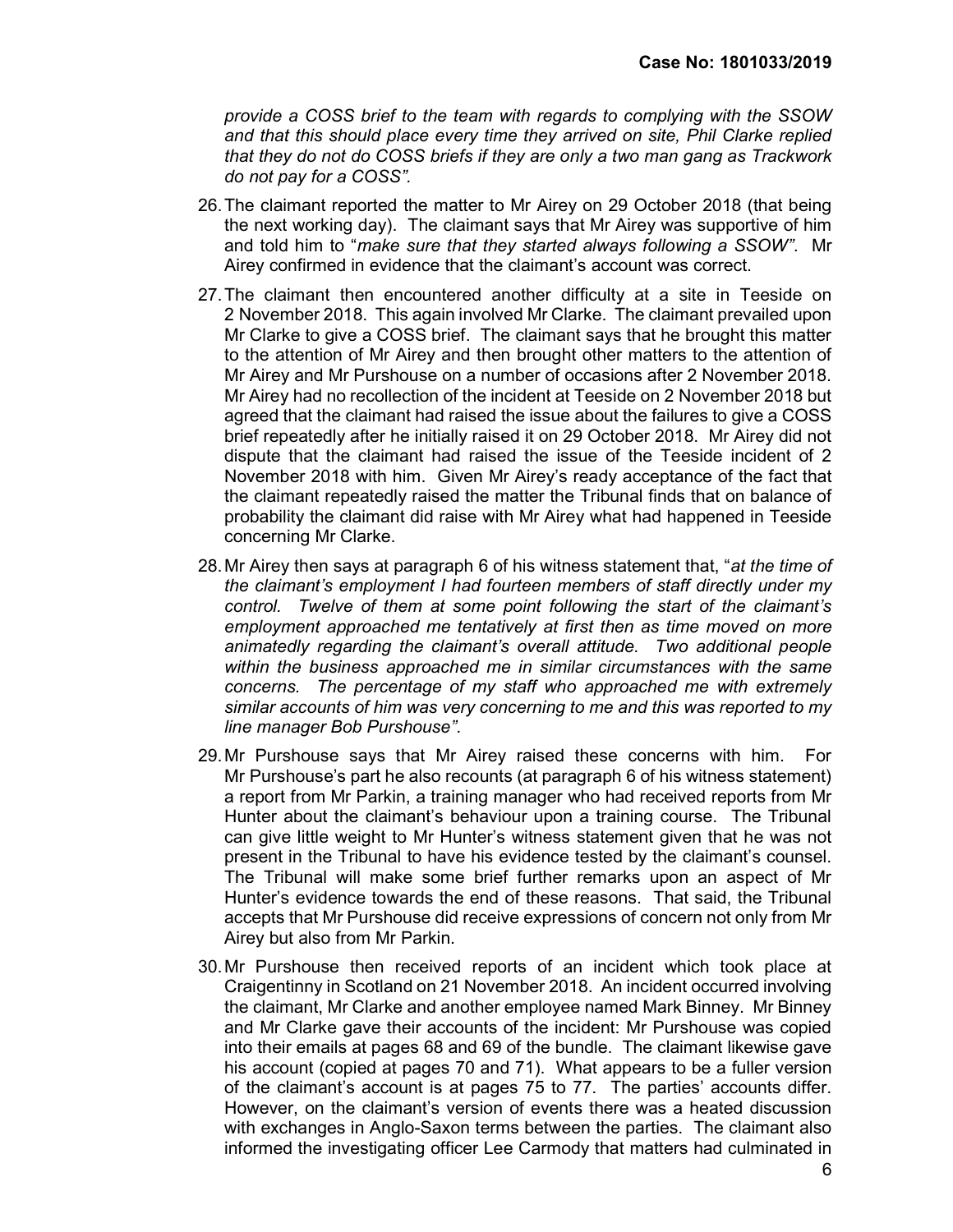*provide a COSS brief to the team with regards to complying with the SSOW and that this should place every time they arrived on site, Phil Clarke replied that they do not do COSS briefs if they are only a two man gang as Trackwork do not pay for a COSS".*

26. The claimant reported the matter to Mr Airey on 29 October 2018 (that being the next working day). The claimant says that Mr Airey was supportive of him and told him to "*make sure that they started always following a SSOW*". Mr Airey confirmed in evidence that the claimant's account was correct.

27. The claimant then encountered another difficulty at a site in Teeside on 2 November 2018. This again involved Mr Clarke. The claimant prevailed upon Mr Clarke to give a COSS brief. The claimant says that he brought this matter to the attention of Mr Airey and then brought other matters to the attention of Mr Airey and Mr Purshouse on a number of occasions after 2 November 2018. Mr Airey had no recollection of the incident at Teeside on 2 November 2018 but agreed that the claimant had raised the issue about the failures to give a COSS brief repeatedly after he initially raised it on 29 October 2018. Mr Airey did not dispute that the claimant had raised the issue of the Teeside incident of 2 November 2018 with him. Given Mr Airey's ready acceptance of the fact that the claimant repeatedly raised the matter the Tribunal finds that on balance of probability the claimant did raise with Mr Airey what had happened in Teeside concerning Mr Clarke.

28. Mr Airey then says at paragraph 6 of his witness statement that, "*at the time of the claimant's employment I had fourteen members of staff directly under my control. Twelve of them at some point following the start of the claimant's employment approached me tentatively at first then as time moved on more animatedly regarding the claimant's overall attitude. Two additional people within the business approached me in similar circumstances with the same concerns. The percentage of my staff who approached me with extremely similar accounts of him was very concerning to me and this was reported to my line manager Bob Purshouse*".

29. Mr Purshouse says that Mr Airey raised these concerns with him. For Mr Purshouse's part he also recounts (at paragraph 6 of his witness statement) a report from Mr Parkin, a training manager who had received reports from Mr Hunter about the claimant's behaviour upon a training course. The Tribunal can give little weight to Mr Hunter's witness statement given that he was not present in the Tribunal to have his evidence tested by the claimant's counsel. The Tribunal will make some brief further remarks upon an aspect of Mr Hunter's evidence towards the end of these reasons. That said, the Tribunal accepts that Mr Purshouse did receive expressions of concern not only from Mr Airey but also from Mr Parkin.

30. Mr Purshouse then received reports of an incident which took place at Craigentinny in Scotland on 21 November 2018. An incident occurred involving the claimant, Mr Clarke and another employee named Mark Binney. Mr Binney and Mr Clarke gave their accounts of the incident: Mr Purshouse was copied into their emails at pages 68 and 69 of the bundle. The claimant likewise gave his account (copied at pages 70 and 71). What appears to be a fuller version of the claimant's account is at pages 75 to 77. The parties' accounts differ. However, on the claimant's version of events there was a heated discussion with exchanges in Anglo-Saxon terms between the parties. The claimant also informed the investigating officer Lee Carmody that matters had culminated in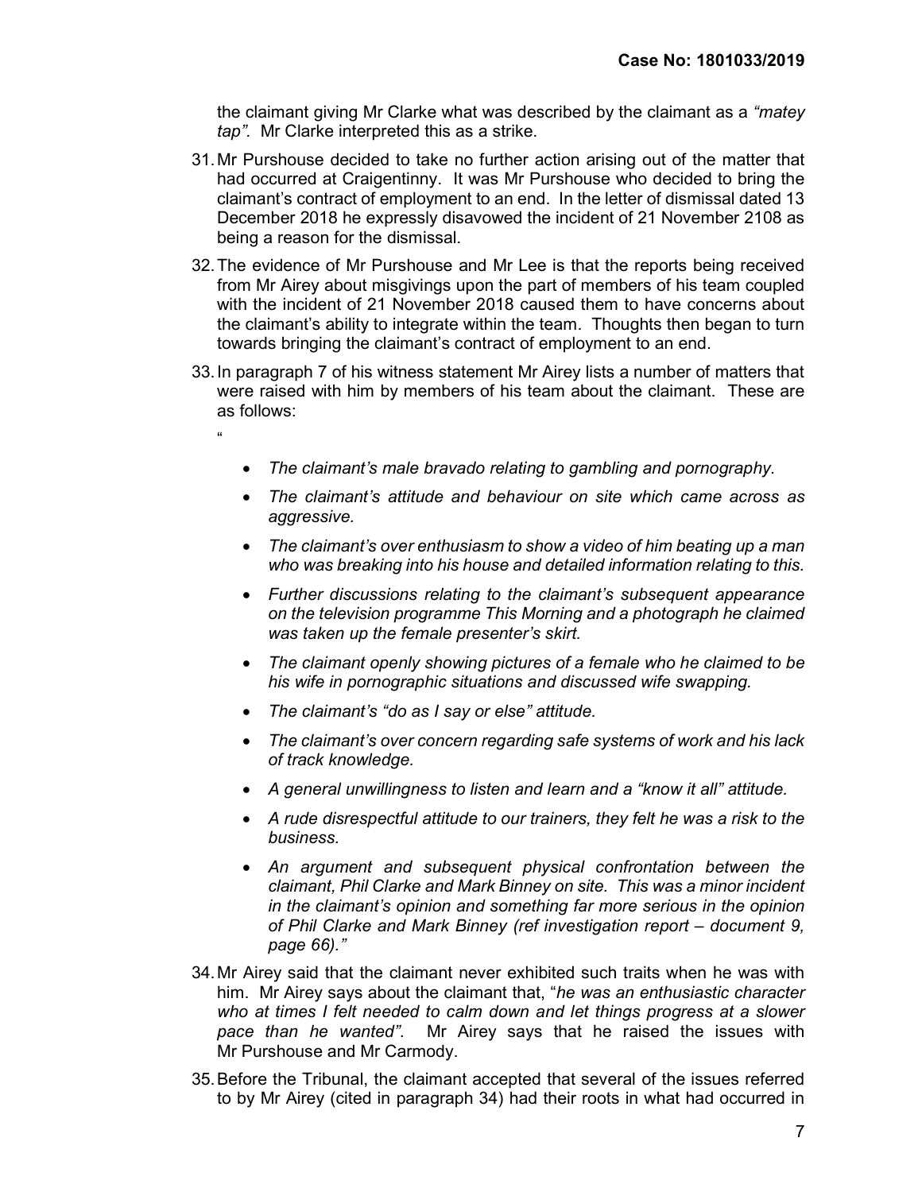the claimant giving Mr Clarke what was described by the claimant as a *"matey tap".* Mr Clarke interpreted this as a strike.

31. Mr Purshouse decided to take no further action arising out of the matter that had occurred at Craigentinny. It was Mr Purshouse who decided to bring the claimant's contract of employment to an end. In the letter of dismissal dated 13 December 2018 he expressly disavowed the incident of 21 November 2108 as being a reason for the dismissal.

32. The evidence of Mr Purshouse and Mr Lee is that the reports being received from Mr Airey about misgivings upon the part of members of his team coupled with the incident of 21 November 2018 caused them to have concerns about the claimant's ability to integrate within the team. Thoughts then began to turn towards bringing the claimant's contract of employment to an end.

33. In paragraph 7 of his witness statement Mr Airey lists a number of matters that were raised with him by members of his team about the claimant. These are as follows:

"

- *The claimant's male bravado relating to gambling and pornography.*
- *The claimant's attitude and behaviour on site which came across as aggressive.*
- *The claimant's over enthusiasm to show a video of him beating up a man who was breaking into his house and detailed information relating to this.*
- *Further discussions relating to the claimant's subsequent appearance on the television programme This Morning and a photograph he claimed was taken up the female presenter's skirt.*
- *The claimant openly showing pictures of a female who he claimed to be his wife in pornographic situations and discussed wife swapping.*
- *The claimant's "do as I say or else" attitude.*
- *The claimant's over concern regarding safe systems of work and his lack of track knowledge.*
- *A general unwillingness to listen and learn and a "know it all" attitude.*
- *A rude disrespectful attitude to our trainers, they felt he was a risk to the business.*
- *An argument and subsequent physical confrontation between the claimant, Phil Clarke and Mark Binney on site. This was a minor incident in the claimant's opinion and something far more serious in the opinion of Phil Clarke and Mark Binney (ref investigation report – document 9, page 66)."*

34. Mr Airey said that the claimant never exhibited such traits when he was with him. Mr Airey says about the claimant that, "*he was an enthusiastic character who at times I felt needed to calm down and let things progress at a slower pace than he wanted"*. Mr Airey says that he raised the issues with Mr Purshouse and Mr Carmody.

35. Before the Tribunal, the claimant accepted that several of the issues referred to by Mr Airey (cited in paragraph 34) had their roots in what had occurred in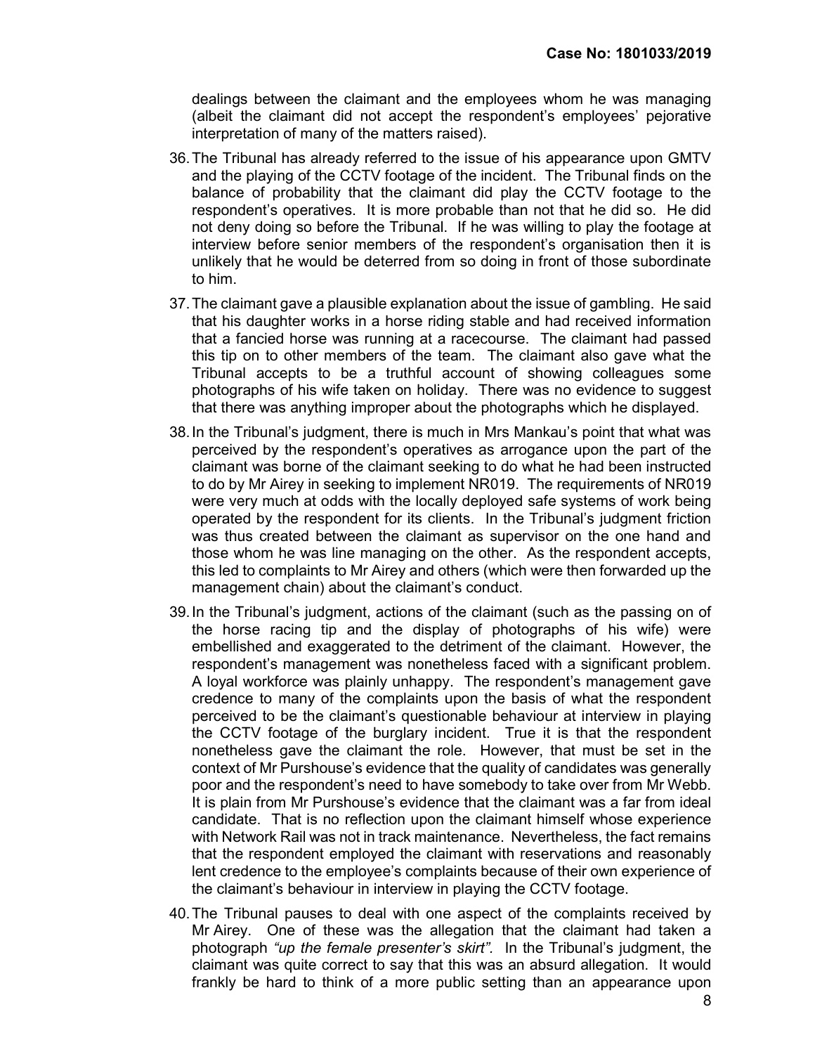dealings between the claimant and the employees whom he was managing (albeit the claimant did not accept the respondent's employees' pejorative interpretation of many of the matters raised).

36. The Tribunal has already referred to the issue of his appearance upon GMTV and the playing of the CCTV footage of the incident. The Tribunal finds on the balance of probability that the claimant did play the CCTV footage to the respondent's operatives. It is more probable than not that he did so. He did not deny doing so before the Tribunal. If he was willing to play the footage at interview before senior members of the respondent's organisation then it is unlikely that he would be deterred from so doing in front of those subordinate to him.

37. The claimant gave a plausible explanation about the issue of gambling. He said that his daughter works in a horse riding stable and had received information that a fancied horse was running at a racecourse. The claimant had passed this tip on to other members of the team. The claimant also gave what the Tribunal accepts to be a truthful account of showing colleagues some photographs of his wife taken on holiday. There was no evidence to suggest that there was anything improper about the photographs which he displayed.

38. In the Tribunal's judgment, there is much in Mrs Mankau's point that what was perceived by the respondent's operatives as arrogance upon the part of the claimant was borne of the claimant seeking to do what he had been instructed to do by Mr Airey in seeking to implement NR019. The requirements of NR019 were very much at odds with the locally deployed safe systems of work being operated by the respondent for its clients. In the Tribunal's judgment friction was thus created between the claimant as supervisor on the one hand and those whom he was line managing on the other. As the respondent accepts, this led to complaints to Mr Airey and others (which were then forwarded up the management chain) about the claimant's conduct.

39. In the Tribunal's judgment, actions of the claimant (such as the passing on of the horse racing tip and the display of photographs of his wife) were embellished and exaggerated to the detriment of the claimant. However, the respondent's management was nonetheless faced with a significant problem. A loyal workforce was plainly unhappy. The respondent's management gave credence to many of the complaints upon the basis of what the respondent perceived to be the claimant's questionable behaviour at interview in playing the CCTV footage of the burglary incident. True it is that the respondent nonetheless gave the claimant the role. However, that must be set in the context of Mr Purshouse's evidence that the quality of candidates was generally poor and the respondent's need to have somebody to take over from Mr Webb. It is plain from Mr Purshouse's evidence that the claimant was a far from ideal candidate. That is no reflection upon the claimant himself whose experience with Network Rail was not in track maintenance. Nevertheless, the fact remains that the respondent employed the claimant with reservations and reasonably lent credence to the employee's complaints because of their own experience of the claimant's behaviour in interview in playing the CCTV footage.

40. The Tribunal pauses to deal with one aspect of the complaints received by Mr Airey. One of these was the allegation that the claimant had taken a photograph *"up the female presenter's skirt"*. In the Tribunal's judgment, the claimant was quite correct to say that this was an absurd allegation. It would frankly be hard to think of a more public setting than an appearance upon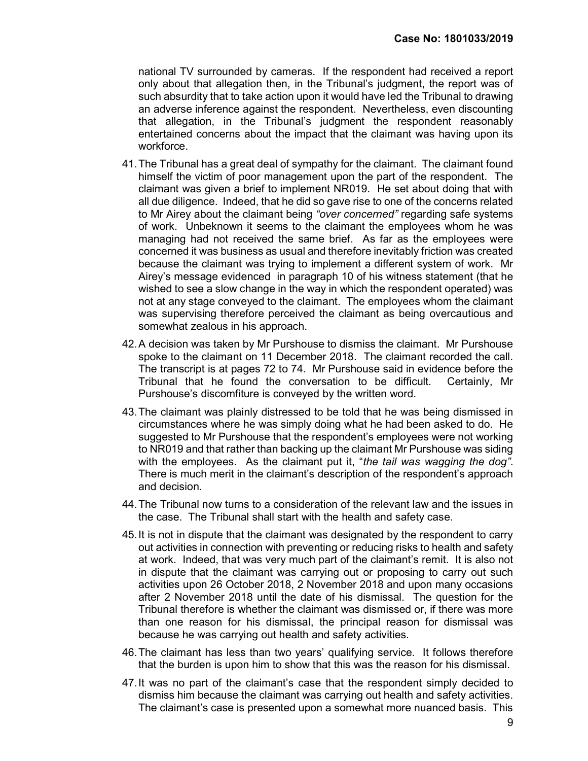national TV surrounded by cameras. If the respondent had received a report only about that allegation then, in the Tribunal's judgment, the report was of such absurdity that to take action upon it would have led the Tribunal to drawing an adverse inference against the respondent. Nevertheless, even discounting that allegation, in the Tribunal's judgment the respondent reasonably entertained concerns about the impact that the claimant was having upon its workforce.

41. The Tribunal has a great deal of sympathy for the claimant. The claimant found himself the victim of poor management upon the part of the respondent. The claimant was given a brief to implement NR019. He set about doing that with all due diligence. Indeed, that he did so gave rise to one of the concerns related to Mr Airey about the claimant being *"over concerned"* regarding safe systems of work. Unbeknown it seems to the claimant the employees whom he was managing had not received the same brief. As far as the employees were concerned it was business as usual and therefore inevitably friction was created because the claimant was trying to implement a different system of work. Mr Airey's message evidenced in paragraph 10 of his witness statement (that he wished to see a slow change in the way in which the respondent operated) was not at any stage conveyed to the claimant. The employees whom the claimant was supervising therefore perceived the claimant as being overcautious and somewhat zealous in his approach.

42. A decision was taken by Mr Purshouse to dismiss the claimant. Mr Purshouse spoke to the claimant on 11 December 2018. The claimant recorded the call. The transcript is at pages 72 to 74. Mr Purshouse said in evidence before the Tribunal that he found the conversation to be difficult. Certainly, Mr Purshouse's discomfiture is conveyed by the written word.

43. The claimant was plainly distressed to be told that he was being dismissed in circumstances where he was simply doing what he had been asked to do. He suggested to Mr Purshouse that the respondent's employees were not working to NR019 and that rather than backing up the claimant Mr Purshouse was siding with the employees. As the claimant put it, "*the tail was wagging the dog"*. There is much merit in the claimant's description of the respondent's approach and decision.

44. The Tribunal now turns to a consideration of the relevant law and the issues in the case. The Tribunal shall start with the health and safety case.

45. It is not in dispute that the claimant was designated by the respondent to carry out activities in connection with preventing or reducing risks to health and safety at work. Indeed, that was very much part of the claimant's remit. It is also not in dispute that the claimant was carrying out or proposing to carry out such activities upon 26 October 2018, 2 November 2018 and upon many occasions after 2 November 2018 until the date of his dismissal. The question for the Tribunal therefore is whether the claimant was dismissed or, if there was more than one reason for his dismissal, the principal reason for dismissal was because he was carrying out health and safety activities.

46. The claimant has less than two years' qualifying service. It follows therefore that the burden is upon him to show that this was the reason for his dismissal.

47. It was no part of the claimant's case that the respondent simply decided to dismiss him because the claimant was carrying out health and safety activities. The claimant's case is presented upon a somewhat more nuanced basis. This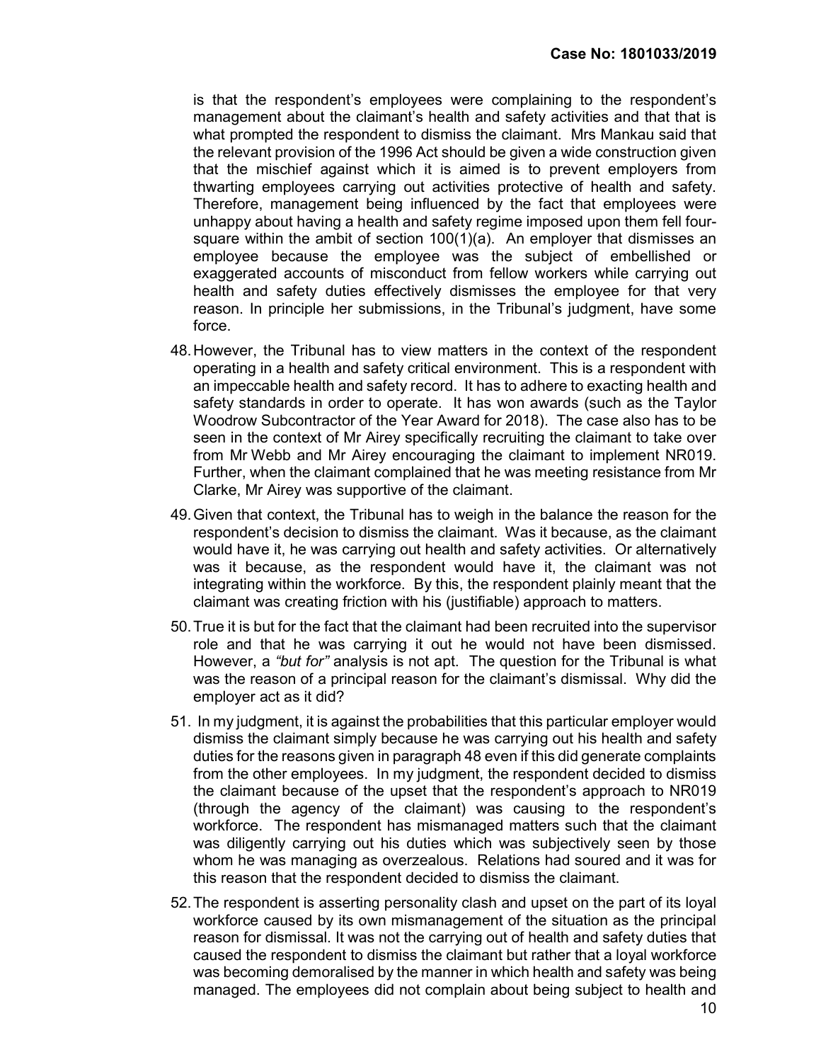is that the respondent's employees were complaining to the respondent's management about the claimant's health and safety activities and that that is what prompted the respondent to dismiss the claimant. Mrs Mankau said that the relevant provision of the 1996 Act should be given a wide construction given that the mischief against which it is aimed is to prevent employers from thwarting employees carrying out activities protective of health and safety. Therefore, management being influenced by the fact that employees were unhappy about having a health and safety regime imposed upon them fell four-square within the ambit of section 100(1)(a). An employer that dismisses an employee because the employee was the subject of embellished or exaggerated accounts of misconduct from fellow workers while carrying out health and safety duties effectively dismisses the employee for that very reason. In principle her submissions, in the Tribunal's judgment, have some force.

48. However, the Tribunal has to view matters in the context of the respondent operating in a health and safety critical environment. This is a respondent with an impeccable health and safety record. It has to adhere to exacting health and safety standards in order to operate. It has won awards (such as the Taylor Woodrow Subcontractor of the Year Award for 2018). The case also has to be seen in the context of Mr Airey specifically recruiting the claimant to take over from Mr Webb and Mr Airey encouraging the claimant to implement NR019. Further, when the claimant complained that he was meeting resistance from Mr Clarke, Mr Airey was supportive of the claimant.

49. Given that context, the Tribunal has to weigh in the balance the reason for the respondent's decision to dismiss the claimant. Was it because, as the claimant would have it, he was carrying out health and safety activities. Or alternatively was it because, as the respondent would have it, the claimant was not integrating within the workforce. By this, the respondent plainly meant that the claimant was creating friction with his (justifiable) approach to matters.

50. True it is but for the fact that the claimant had been recruited into the supervisor role and that he was carrying it out he would not have been dismissed. However, a *"but for"* analysis is not apt. The question for the Tribunal is what was the reason of a principal reason for the claimant's dismissal. Why did the employer act as it did?

51. In my judgment, it is against the probabilities that this particular employer would dismiss the claimant simply because he was carrying out his health and safety duties for the reasons given in paragraph 48 even if this did generate complaints from the other employees. In my judgment, the respondent decided to dismiss the claimant because of the upset that the respondent's approach to NR019 (through the agency of the claimant) was causing to the respondent's workforce. The respondent has mismanaged matters such that the claimant was diligently carrying out his duties which was subjectively seen by those whom he was managing as overzealous. Relations had soured and it was for this reason that the respondent decided to dismiss the claimant.

52. The respondent is asserting personality clash and upset on the part of its loyal workforce caused by its own mismanagement of the situation as the principal reason for dismissal. It was not the carrying out of health and safety duties that caused the respondent to dismiss the claimant but rather that a loyal workforce was becoming demoralised by the manner in which health and safety was being managed. The employees did not complain about being subject to health and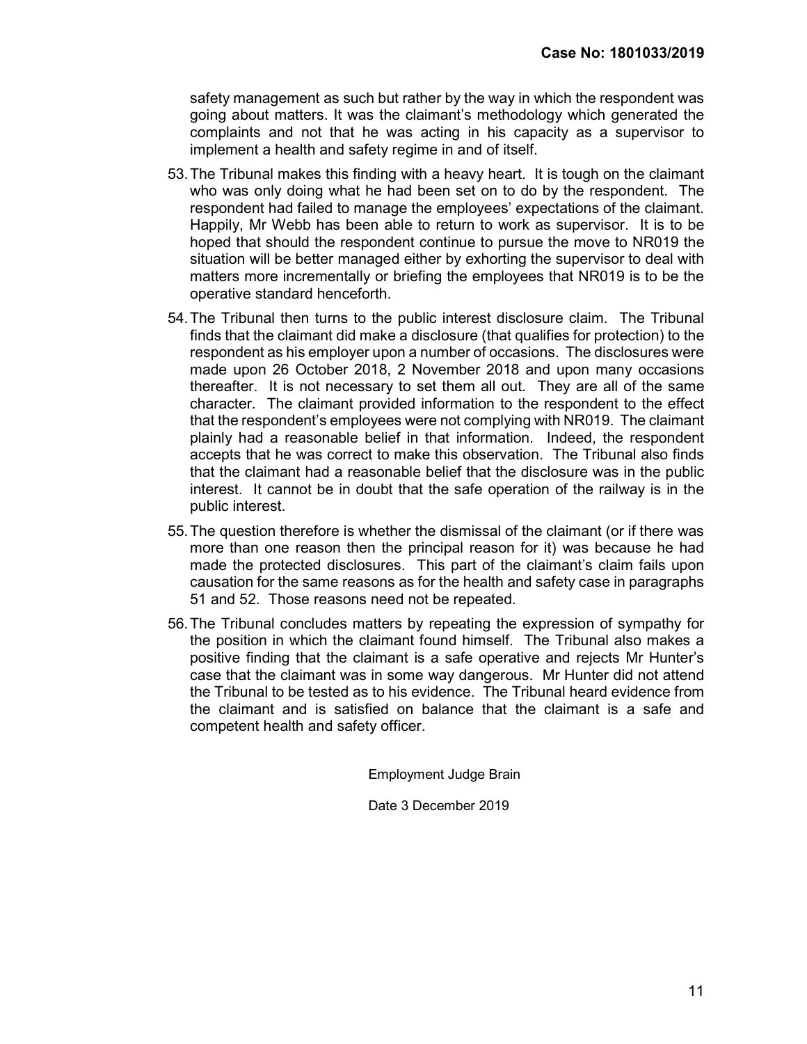safety management as such but rather by the way in which the respondent was going about matters. It was the claimant's methodology which generated the complaints and not that he was acting in his capacity as a supervisor to implement a health and safety regime in and of itself.

53. The Tribunal makes this finding with a heavy heart. It is tough on the claimant who was only doing what he had been set on to do by the respondent. The respondent had failed to manage the employees' expectations of the claimant. Happily, Mr Webb has been able to return to work as supervisor. It is to be hoped that should the respondent continue to pursue the move to NR019 the situation will be better managed either by exhorting the supervisor to deal with matters more incrementally or briefing the employees that NR019 is to be the operative standard henceforth.

54. The Tribunal then turns to the public interest disclosure claim. The Tribunal finds that the claimant did make a disclosure (that qualifies for protection) to the respondent as his employer upon a number of occasions. The disclosures were made upon 26 October 2018, 2 November 2018 and upon many occasions thereafter. It is not necessary to set them all out. They are all of the same character. The claimant provided information to the respondent to the effect that the respondent's employees were not complying with NR019. The claimant plainly had a reasonable belief in that information. Indeed, the respondent accepts that he was correct to make this observation. The Tribunal also finds that the claimant had a reasonable belief that the disclosure was in the public interest. It cannot be in doubt that the safe operation of the railway is in the public interest.

55. The question therefore is whether the dismissal of the claimant (or if there was more than one reason then the principal reason for it) was because he had made the protected disclosures. This part of the claimant's claim fails upon causation for the same reasons as for the health and safety case in paragraphs 51 and 52. Those reasons need not be repeated.

56. The Tribunal concludes matters by repeating the expression of sympathy for the position in which the claimant found himself. The Tribunal also makes a positive finding that the claimant is a safe operative and rejects Mr Hunter's case that the claimant was in some way dangerous. Mr Hunter did not attend the Tribunal to be tested as to his evidence. The Tribunal heard evidence from the claimant and is satisfied on balance that the claimant is a safe and competent health and safety officer.

Employment Judge Brain

Date 3 December 2019